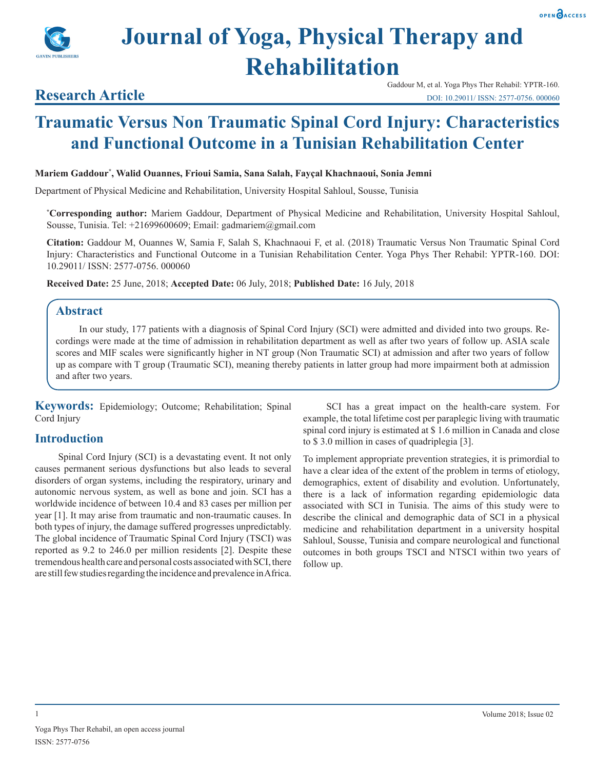# Journal of Yoga, Physical Therapy and Rehabilitation

## Research Article

Gaddour M, et al. Yoga Phys Ther Rehabil: YPTR-160.
DOI: 10.29011/ ISSN: 2577-0756. 000060

# Traumatic Versus Non Traumatic Spinal Cord Injury: Characteristics and Functional Outcome in a Tunisian Rehabilitation Center

**Mariem Gaddour[*], Walid Ouannes, Frioui Samia, Sana Salah, Fayçal Khachnaoui, Sonia Jemni**

Department of Physical Medicine and Rehabilitation, University Hospital Sahloul, Sousse, Tunisia

[*]**Corresponding author:** Mariem Gaddour, Department of Physical Medicine and Rehabilitation, University Hospital Sahloul, Sousse, Tunisia. Tel: +21699600609; Email: gadmariem@gmail.com

**Citation:** Gaddour M, Ouannes W, Samia F, Salah S, Khachnaoui F, et al. (2018) Traumatic Versus Non Traumatic Spinal Cord Injury: Characteristics and Functional Outcome in a Tunisian Rehabilitation Center. Yoga Phys Ther Rehabil: YPTR-160. DOI: 10.29011/ ISSN: 2577-0756. 000060

**Received Date:** 25 June, 2018; **Accepted Date:** 06 July, 2018; **Published Date:** 16 July, 2018

## Abstract

In our study, 177 patients with a diagnosis of Spinal Cord Injury (SCI) were admitted and divided into two groups. Recordings were made at the time of admission in rehabilitation department as well as after two years of follow up. ASIA scale scores and MIF scales were significantly higher in NT group (Non Traumatic SCI) at admission and after two years of follow up as compare with T group (Traumatic SCI), meaning thereby patients in latter group had more impairment both at admission and after two years.

**Keywords:** Epidemiology; Outcome; Rehabilitation; Spinal Cord Injury

## Introduction

Spinal Cord Injury (SCI) is a devastating event. It not only causes permanent serious dysfunctions but also leads to several disorders of organ systems, including the respiratory, urinary and autonomic nervous system, as well as bone and join. SCI has a worldwide incidence of between 10.4 and 83 cases per million per year [1]. It may arise from traumatic and non-traumatic causes. In both types of injury, the damage suffered progresses unpredictably. The global incidence of Traumatic Spinal Cord Injury (TSCI) was reported as 9.2 to 246.0 per million residents [2]. Despite these tremendous health care and personal costs associated with SCI, there are still few studies regarding the incidence and prevalence in Africa.

SCI has a great impact on the health-care system. For example, the total lifetime cost per paraplegic living with traumatic spinal cord injury is estimated at $ 1.6 million in Canada and close to $ 3.0 million in cases of quadriplegia [3].

To implement appropriate prevention strategies, it is primordial to have a clear idea of the extent of the problem in terms of etiology, demographics, extent of disability and evolution. Unfortunately, there is a lack of information regarding epidemiologic data associated with SCI in Tunisia. The aims of this study were to describe the clinical and demographic data of SCI in a physical medicine and rehabilitation department in a university hospital Sahloul, Sousse, Tunisia and compare neurological and functional outcomes in both groups TSCI and NTSCI within two years of follow up.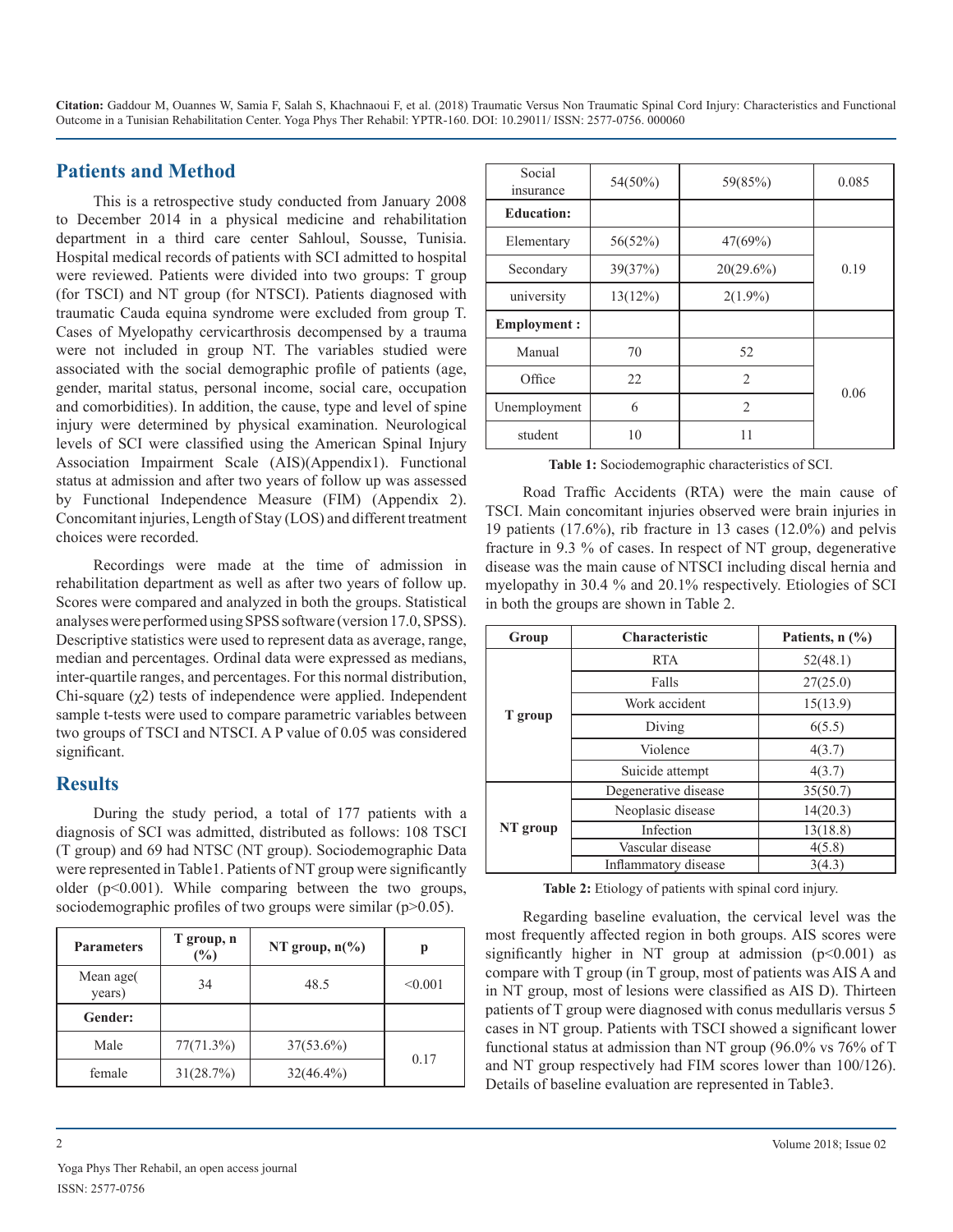## Patients and Method

This is a retrospective study conducted from January 2008 to December 2014 in a physical medicine and rehabilitation department in a third care center Sahloul, Sousse, Tunisia. Hospital medical records of patients with SCI admitted to hospital were reviewed. Patients were divided into two groups: T group (for TSCI) and NT group (for NTSCI). Patients diagnosed with traumatic Cauda equina syndrome were excluded from group T. Cases of Myelopathy cervicarthrosis decompensed by a trauma were not included in group NT. The variables studied were associated with the social demographic profile of patients (age, gender, marital status, personal income, social care, occupation and comorbidities). In addition, the cause, type and level of spine injury were determined by physical examination. Neurological levels of SCI were classified using the American Spinal Injury Association Impairment Scale (AIS)(Appendix1). Functional status at admission and after two years of follow up was assessed by Functional Independence Measure (FIM) (Appendix 2). Concomitant injuries, Length of Stay (LOS) and different treatment choices were recorded.

Recordings were made at the time of admission in rehabilitation department as well as after two years of follow up. Scores were compared and analyzed in both the groups. Statistical analyses were performed using SPSS software (version 17.0, SPSS). Descriptive statistics were used to represent data as average, range, median and percentages. Ordinal data were expressed as medians, inter-quartile ranges, and percentages. For this normal distribution, Chi-square ($\chi2$) tests of independence were applied. Independent sample t-tests were used to compare parametric variables between two groups of TSCI and NTSCI. A P value of 0.05 was considered significant.

## Results

During the study period, a total of 177 patients with a diagnosis of SCI was admitted, distributed as follows: 108 TSCI (T group) and 69 had NTSC (NT group). Sociodemographic Data were represented in Table1. Patients of NT group were significantly older ($p<0.001$). While comparing between the two groups, sociodemographic profiles of two groups were similar ($p>0.05$).

| Parameters | T group, n (%) | NT group, n(%) | p |
|---|---|---|---|
| Mean age( years) | 34 | 48.5 | <0.001 |
| **Gender:** | | | |
| Male | 77(71.3%) | 37(53.6%) | 0.17 |
| female | 31(28.7%) | 32(46.4%) | |
| Social insurance | 54(50%) | 59(85%) | 0.085 |
| **Education:** | | | |
| Elementary | 56(52%) | 47(69%) | 0.19 |
| Secondary | 39(37%) | 20(29.6%) | |
| university | 13(12%) | 2(1.9%) | |
| **Employment :** | | | |
| Manual | 70 | 52 | 0.06 |
| Office | 22 | 2 | |
| Unemployment | 6 | 2 | |
| student | 10 | 11 | |

**Table 1:** Sociodemographic characteristics of SCI.

Road Traffic Accidents (RTA) were the main cause of TSCI. Main concomitant injuries observed were brain injuries in 19 patients (17.6%), rib fracture in 13 cases (12.0%) and pelvis fracture in 9.3 % of cases. In respect of NT group, degenerative disease was the main cause of NTSCI including discal hernia and myelopathy in 30.4 % and 20.1% respectively. Etiologies of SCI in both the groups are shown in Table 2.

| Group | Characteristic | Patients, n (%) |
|---|---|---|
| T group | RTA | 52(48.1) |
| | Falls | 27(25.0) |
| | Work accident | 15(13.9) |
| | Diving | 6(5.5) |
| | Violence | 4(3.7) |
| | Suicide attempt | 4(3.7) |
| NT group | Degenerative disease | 35(50.7) |
| | Neoplasic disease | 14(20.3) |
| | Infection | 13(18.8) |
| | Vascular disease | 4(5.8) |
| | Inflammatory disease | 3(4.3) |

**Table 2:** Etiology of patients with spinal cord injury.

Regarding baseline evaluation, the cervical level was the most frequently affected region in both groups. AIS scores were significantly higher in NT group at admission ($p<0.001$) as compare with T group (in T group, most of patients was AIS A and in NT group, most of lesions were classified as AIS D). Thirteen patients of T group were diagnosed with conus medullaris versus 5 cases in NT group. Patients with TSCI showed a significant lower functional status at admission than NT group (96.0% vs 76% of T and NT group respectively had FIM scores lower than 100/126). Details of baseline evaluation are represented in Table3.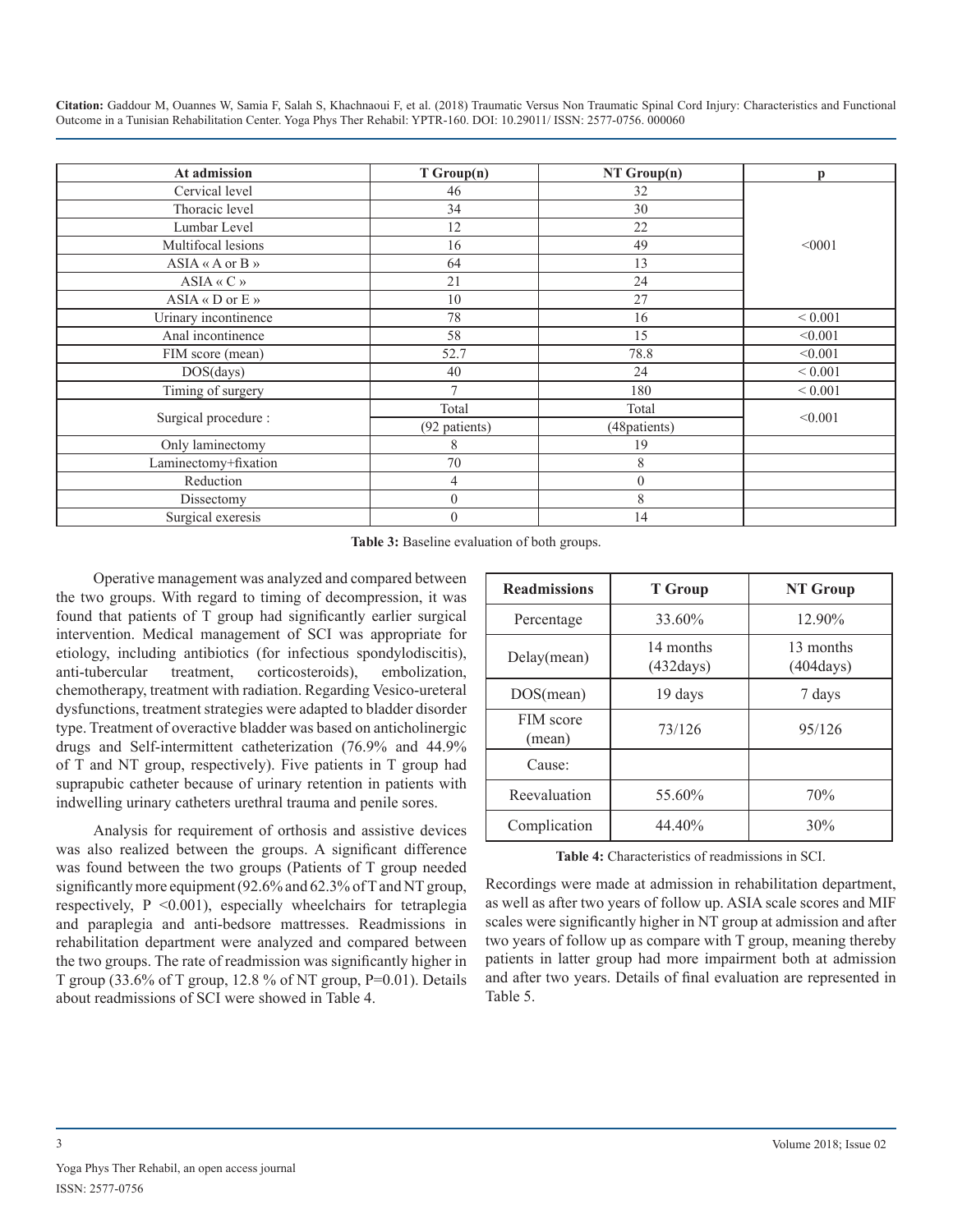| At admission | T Group(n) | NT Group(n) | p |
|---|---|---|---|
| Cervical level | 46 | 32 | <0001 |
| Thoracic level | 34 | 30 | |
| Lumbar Level | 12 | 22 | |
| Multifocal lesions | 16 | 49 | |
| ASIA « A or B » | 64 | 13 | |
| ASIA « C » | 21 | 24 | |
| ASIA « D or E » | 10 | 27 | |
| Urinary incontinence | 78 | 16 | < 0.001 |
| Anal incontinence | 58 | 15 | <0.001 |
| FIM score (mean) | 52.7 | 78.8 | <0.001 |
| DOS(days) | 40 | 24 | < 0.001 |
| Timing of surgery | 7 | 180 | < 0.001 |
| Surgical procedure : | Total (92 patients) | Total (48patients) | <0.001 |
| Only laminectomy | 8 | 19 | |
| Laminectomy+fixation | 70 | 8 | |
| Reduction | 4 | 0 | |
| Dissectomy | 0 | 8 | |
| Surgical exeresis | 0 | 14 | |

**Table 3:** Baseline evaluation of both groups.

Operative management was analyzed and compared between the two groups. With regard to timing of decompression, it was found that patients of T group had significantly earlier surgical intervention. Medical management of SCI was appropriate for etiology, including antibiotics (for infectious spondylodiscitis), anti-tubercular treatment, corticosteroids), embolization, chemotherapy, treatment with radiation. Regarding Vesico-ureteral dysfunctions, treatment strategies were adapted to bladder disorder type. Treatment of overactive bladder was based on anticholinergic drugs and Self-intermittent catheterization (76.9% and 44.9% of T and NT group, respectively). Five patients in T group had suprapubic catheter because of urinary retention in patients with indwelling urinary catheters urethral trauma and penile sores.

Analysis for requirement of orthosis and assistive devices was also realized between the groups. A significant difference was found between the two groups (Patients of T group needed significantly more equipment (92.6% and 62.3% of T and NT group, respectively, P <0.001), especially wheelchairs for tetraplegia and paraplegia and anti-bedsore mattresses. Readmissions in rehabilitation department were analyzed and compared between the two groups. The rate of readmission was significantly higher in T group (33.6% of T group, 12.8 % of NT group, P=0.01). Details about readmissions of SCI were showed in Table 4.

| Readmissions | T Group | NT Group |
|---|---|---|
| Percentage | 33.60% | 12.90% |
| Delay(mean) | 14 months (432days) | 13 months (404days) |
| DOS(mean) | 19 days | 7 days |
| FIM score (mean) | 73/126 | 95/126 |
| Cause: | | |
| Reevaluation | 55.60% | 70% |
| Complication | 44.40% | 30% |

**Table 4:** Characteristics of readmissions in SCI.

Recordings were made at admission in rehabilitation department, as well as after two years of follow up. ASIA scale scores and MIF scales were significantly higher in NT group at admission and after two years of follow up as compare with T group, meaning thereby patients in latter group had more impairment both at admission and after two years. Details of final evaluation are represented in Table 5.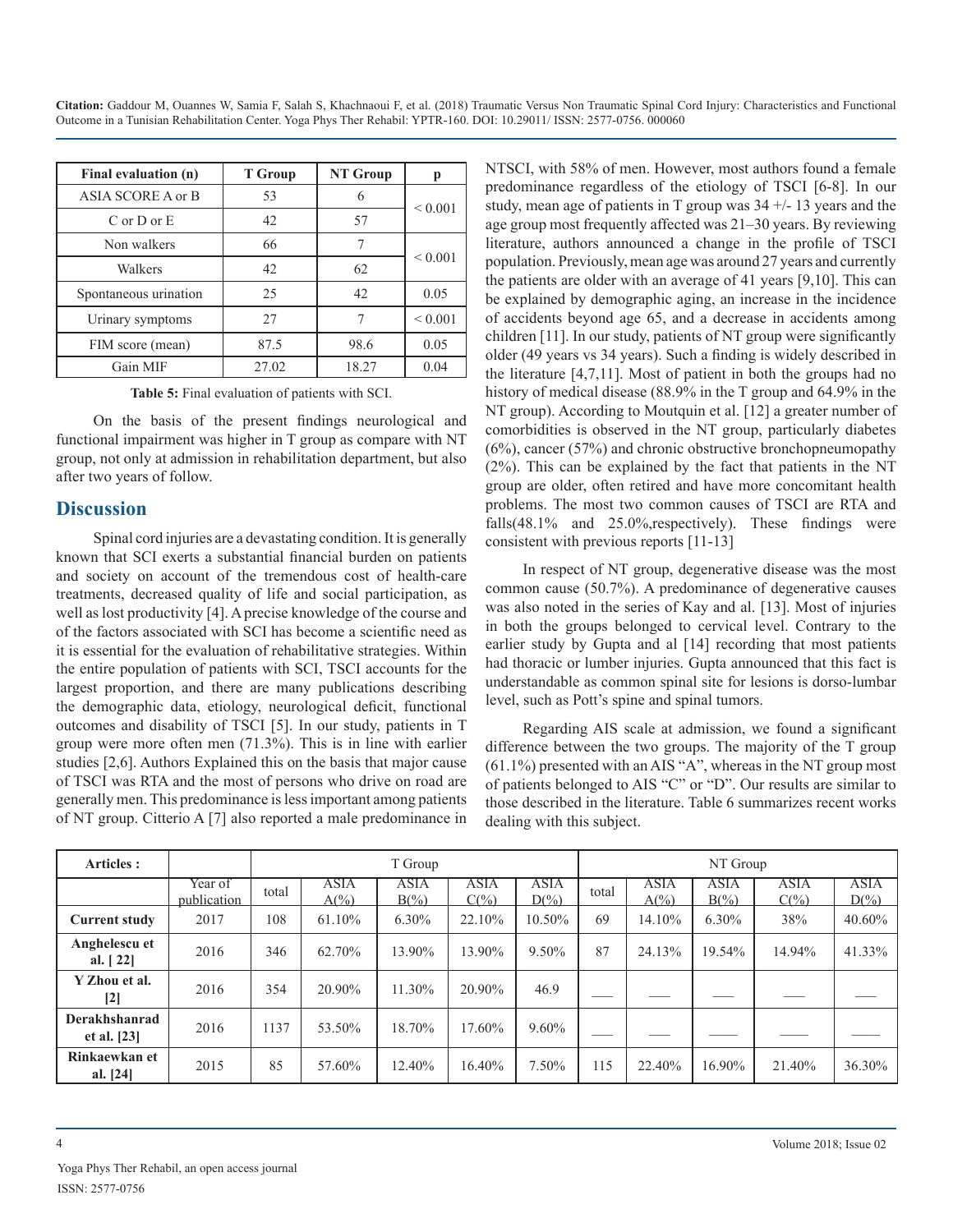| Final evaluation (n) | T Group | NT Group | p |
|---|---|---|---|
| ASIA SCORE A or B | 53 | 6 | < 0.001 |
| C or D or E | 42 | 57 | |
| Non walkers | 66 | 7 | < 0.001 |
| Walkers | 42 | 62 | |
| Spontaneous urination | 25 | 42 | 0.05 |
| Urinary symptoms | 27 | 7 | < 0.001 |
| FIM score (mean) | 87.5 | 98.6 | 0.05 |
| Gain MIF | 27.02 | 18.27 | 0.04 |

**Table 5:** Final evaluation of patients with SCI.

On the basis of the present findings neurological and functional impairment was higher in T group as compare with NT group, not only at admission in rehabilitation department, but also after two years of follow.

## Discussion

Spinal cord injuries are a devastating condition. It is generally known that SCI exerts a substantial financial burden on patients and society on account of the tremendous cost of health-care treatments, decreased quality of life and social participation, as well as lost productivity [4]. A precise knowledge of the course and of the factors associated with SCI has become a scientific need as it is essential for the evaluation of rehabilitative strategies. Within the entire population of patients with SCI, TSCI accounts for the largest proportion, and there are many publications describing the demographic data, etiology, neurological deficit, functional outcomes and disability of TSCI [5]. In our study, patients in T group were more often men (71.3%). This is in line with earlier studies [2,6]. Authors Explained this on the basis that major cause of TSCI was RTA and the most of persons who drive on road are generally men. This predominance is less important among patients of NT group. Citterio A [7] also reported a male predominance in NTSCI, with 58% of men. However, most authors found a female predominance regardless of the etiology of TSCI [6-8]. In our study, mean age of patients in T group was 34 +/- 13 years and the age group most frequently affected was 21–30 years. By reviewing literature, authors announced a change in the profile of TSCI population. Previously, mean age was around 27 years and currently the patients are older with an average of 41 years [9,10]. This can be explained by demographic aging, an increase in the incidence of accidents beyond age 65, and a decrease in accidents among children [11]. In our study, patients of NT group were significantly older (49 years vs 34 years). Such a finding is widely described in the literature [4,7,11]. Most of patient in both the groups had no history of medical disease (88.9% in the T group and 64.9% in the NT group). According to Moutquin et al. [12] a greater number of comorbidities is observed in the NT group, particularly diabetes (6%), cancer (57%) and chronic obstructive bronchopneumopathy (2%). This can be explained by the fact that patients in the NT group are older, often retired and have more concomitant health problems. The most two common causes of TSCI are RTA and falls(48.1% and 25.0%,respectively). These findings were consistent with previous reports [11-13]

In respect of NT group, degenerative disease was the most common cause (50.7%). A predominance of degenerative causes was also noted in the series of Kay and al. [13]. Most of injuries in both the groups belonged to cervical level. Contrary to the earlier study by Gupta and al [14] recording that most patients had thoracic or lumber injuries. Gupta announced that this fact is understandable as common spinal site for lesions is dorso-lumbar level, such as Pott's spine and spinal tumors.

Regarding AIS scale at admission, we found a significant difference between the two groups. The majority of the T group (61.1%) presented with an AIS "A", whereas in the NT group most of patients belonged to AIS "C" or "D". Our results are similar to those described in the literature. Table 6 summarizes recent works dealing with this subject.

| Articles : | | T Group | | | | | NT Group | | | | |
|---|---|---|---|---|---|---|---|---|---|---|---|
| | Year of publication | total | ASIA A(%) | ASIA B(%) | ASIA C(%) | ASIA D(%) | total | ASIA A(%) | ASIA B(%) | ASIA C(%) | ASIA D(%) |
| **Current study** | 2017 | 108 | 61.10% | 6.30% | 22.10% | 10.50% | 69 | 14.10% | 6.30% | 38% | 40.60% |
| **Anghelescu et al. [ 22]** | 2016 | 346 | 62.70% | 13.90% | 13.90% | 9.50% | 87 | 24.13% | 19.54% | 14.94% | 41.33% |
| **Y Zhou et al. [2]** | 2016 | 354 | 20.90% | 11.30% | 20.90% | 46.9 | ___ | ___ | ___ | ___ | ___ |
| **Derakhshanrad et al. [23]** | 2016 | 1137 | 53.50% | 18.70% | 17.60% | 9.60% | ___ | ___ | ___ | ___ | ___ |
| **Rinkaewkan et al. [24]** | 2015 | 85 | 57.60% | 12.40% | 16.40% | 7.50% | 115 | 22.40% | 16.90% | 21.40% | 36.30% |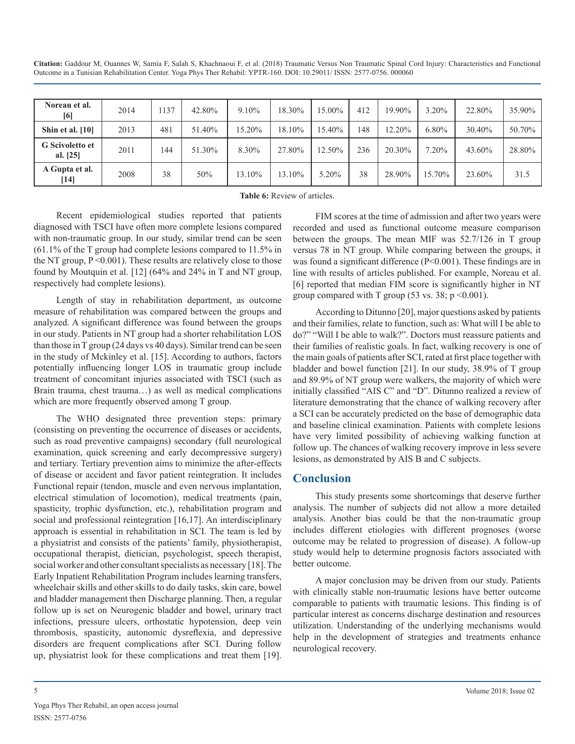| Noreau et al. [6] | 2014 | 1137 | 42.80% | 9.10% | 18.30% | 15.00% | 412 | 19.90% | 3.20% | 22.80% | 35.90% |
|---|---|---|---|---|---|---|---|---|---|---|---|
| Shin et al. [10] | 2013 | 481 | 51.40% | 15.20% | 18.10% | 15.40% | 148 | 12.20% | 6.80% | 30.40% | 50.70% |
| G Scivoletto et al. [25] | 2011 | 144 | 51.30% | 8.30% | 27.80% | 12.50% | 236 | 20.30% | 7.20% | 43.60% | 28.80% |
| A Gupta et al. [14] | 2008 | 38 | 50% | 13.10% | 13.10% | 5.20% | 38 | 28.90% | 15.70% | 23.60% | 31.5 |

**Table 6:** Review of articles.

Recent epidemiological studies reported that patients diagnosed with TSCI have often more complete lesions compared with non-traumatic group. In our study, similar trend can be seen (61.1% of the T group had complete lesions compared to 11.5% in the NT group, P <0.001). These results are relatively close to those found by Moutquin et al. [12] (64% and 24% in T and NT group, respectively had complete lesions).

Length of stay in rehabilitation department, as outcome measure of rehabilitation was compared between the groups and analyzed. A significant difference was found between the groups in our study. Patients in NT group had a shorter rehabilitation LOS than those in T group (24 days vs 40 days). Similar trend can be seen in the study of Mckinley et al. [15]. According to authors, factors potentially influencing longer LOS in traumatic group include treatment of concomitant injuries associated with TSCI (such as Brain trauma, chest trauma…) as well as medical complications which are more frequently observed among T group.

The WHO designated three prevention steps: primary (consisting on preventing the occurrence of diseases or accidents, such as road preventive campaigns) secondary (full neurological examination, quick screening and early decompressive surgery) and tertiary. Tertiary prevention aims to minimize the after-effects of disease or accident and favor patient reintegration. It includes Functional repair (tendon, muscle and even nervous implantation, electrical stimulation of locomotion), medical treatments (pain, spasticity, trophic dysfunction, etc.), rehabilitation program and social and professional reintegration [16,17]. An interdisciplinary approach is essential in rehabilitation in SCI. The team is led by a physiatrist and consists of the patients' family, physiotherapist, occupational therapist, dietician, psychologist, speech therapist, social worker and other consultant specialists as necessary [18]. The Early Inpatient Rehabilitation Program includes learning transfers, wheelchair skills and other skills to do daily tasks, skin care, bowel and bladder management then Discharge planning. Then, a regular follow up is set on Neurogenic bladder and bowel, urinary tract infections, pressure ulcers, orthostatic hypotension, deep vein thrombosis, spasticity, autonomic dysreflexia, and depressive disorders are frequent complications after SCI. During follow up, physiatrist look for these complications and treat them [19].

FIM scores at the time of admission and after two years were recorded and used as functional outcome measure comparison between the groups. The mean MIF was 52.7/126 in T group versus 78 in NT group. While comparing between the groups, it was found a significant difference (P<0.001). These findings are in line with results of articles published. For example, Noreau et al. [6] reported that median FIM score is significantly higher in NT group compared with T group (53 vs. 38; p <0.001).

According to Ditunno [20], major questions asked by patients and their families, relate to function, such as: What will I be able to do?" "Will I be able to walk?". Doctors must reassure patients and their families of realistic goals. In fact, walking recovery is one of the main goals of patients after SCI, rated at first place together with bladder and bowel function [21]. In our study, 38.9% of T group and 89.9% of NT group were walkers, the majority of which were initially classified "AIS C" and "D". Ditunno realized a review of literature demonstrating that the chance of walking recovery after a SCI can be accurately predicted on the base of demographic data and baseline clinical examination. Patients with complete lesions have very limited possibility of achieving walking function at follow up. The chances of walking recovery improve in less severe lesions, as demonstrated by AIS B and C subjects.

## Conclusion

This study presents some shortcomings that deserve further analysis. The number of subjects did not allow a more detailed analysis. Another bias could be that the non-traumatic group includes different etiologies with different prognoses (worse outcome may be related to progression of disease). A follow-up study would help to determine prognosis factors associated with better outcome.

A major conclusion may be driven from our study. Patients with clinically stable non-traumatic lesions have better outcome comparable to patients with traumatic lesions. This finding is of particular interest as concerns discharge destination and resources utilization. Understanding of the underlying mechanisms would help in the development of strategies and treatments enhance neurological recovery.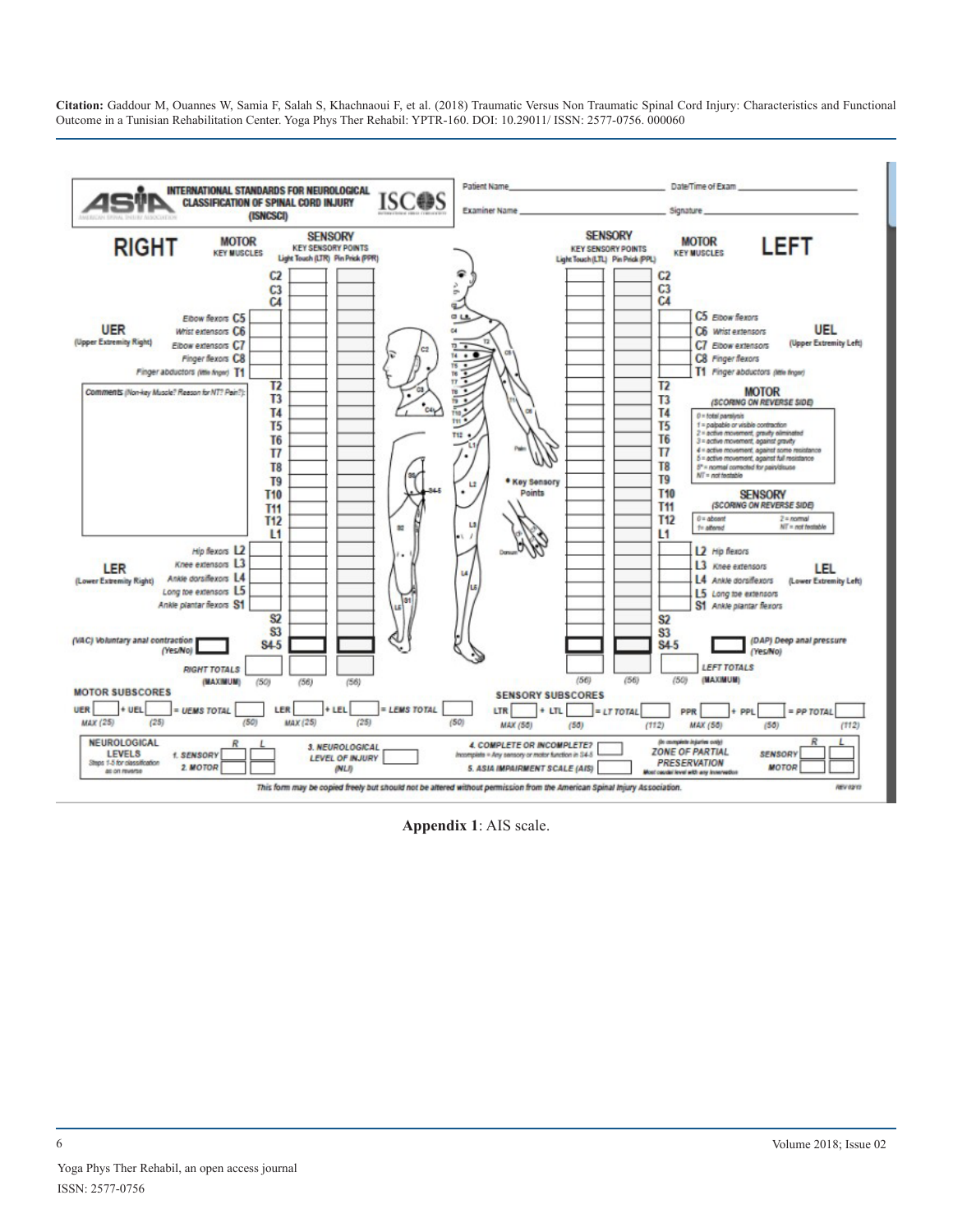**INTERNATIONAL STANDARDS FOR NEUROLOGICAL CLASSIFICATION OF SPINAL CORD INJURY (ISNCSCI)**

ASIA — ISCoS

Patient Name ______________________ Date/Time of Exam ______________________

Examiner Name ______________________ Signature ______________________

| RIGHT | MOTOR KEY MUSCLES | | SENSORY KEY SENSORY POINTS Light Touch (LTR) | Pin Prick (PPR) | | SENSORY KEY SENSORY POINTS Light Touch (LTL) | Pin Prick (PPL) | | MOTOR KEY MUSCLES | LEFT |
|---|---|---|---|---|---|---|---|---|---|---|
| | | C2 | | | | | | C2 | | |
| | | C3 | | | | | | C3 | | |
| | | C4 | | | | | | C4 | | |
| UER (Upper Extremity Right) | Elbow flexors | C5 | | | | | | C5 | Elbow flexors | UEL (Upper Extremity Left) |
| | Wrist extensors | C6 | | | | | | C6 | Wrist extensors | |
| | Elbow extensors | C7 | | | | | | C7 | Elbow extensors | |
| | Finger flexors | C8 | | | | | | C8 | Finger flexors | |
| | Finger abductors (little finger) | T1 | | | | | | T1 | Finger abductors (little finger) | |
| | | T2 | | | | | | T2 | | |
| | | T3 | | | | | | T3 | | |
| | | T4 | | | | | | T4 | | |
| | | T5 | | | | | | T5 | | |
| | | T6 | | | | | | T6 | | |
| | | T7 | | | | | | T7 | | |
| | | T8 | | | | | | T8 | | |
| | | T9 | | | | | | T9 | | |
| | | T10 | | | | | | T10 | | |
| | | T11 | | | | | | T11 | | |
| | | T12 | | | | | | T12 | | |
| | | L1 | | | | | | L1 | | |
| LER (Lower Extremity Right) | Hip flexors | L2 | | | | | | L2 | Hip flexors | LEL (Lower Extremity Left) |
| | Knee extensors | L3 | | | | | | L3 | Knee extensors | |
| | Ankle dorsiflexors | L4 | | | | | | L4 | Ankle dorsiflexors | |
| | Long toe extensors | L5 | | | | | | L5 | Long toe extensors | |
| | Ankle plantar flexors | S1 | | | | | | S1 | Ankle plantar flexors | |
| | | S2 | | | | | | S2 | | |
| | | S3 | | | | | | S3 | | |
| (VAC) Voluntary anal contraction (Yes/No) | | S4-5 | | | | | | S4-5 | | (DAP) Deep anal pressure (Yes/No) |
| RIGHT TOTALS (MAXIMUM) | (50) | | (56) | (56) | | (56) | (56) | | (50) | LEFT TOTALS (MAXIMUM) |

Comments (Non-key Muscle? Reason for NT? Pain?):

• Key Sensory Points

**MOTOR** (SCORING ON REVERSE SIDE)

0 = total paralysis
1 = palpable or visible contraction
2 = active movement, gravity eliminated
3 = active movement, against gravity
4 = active movement, against some resistance
5 = active movement, against full resistance
5* = normal corrected for pain/disuse
NT = not testable

**SENSORY** (SCORING ON REVERSE SIDE)

0 = absent
1 = altered
2 = normal
NT = not testable

**MOTOR SUBSCORES**

UER ___ + UEL ___ = UEMS TOTAL ___
MAX (25) (25) (50)

LER ___ + LEL ___ = LEMS TOTAL ___
MAX (25) (25) (50)

**SENSORY SUBSCORES**

LTR ___ + LTL ___ = LT TOTAL ___
MAX (56) (56) (112)

PPR ___ + PPL ___ = PP TOTAL ___
MAX (56) (56) (112)

**NEUROLOGICAL LEVELS** (Steps 1-5 for classification as on reverse)

| | R | L |
|---|---|---|
| 1. SENSORY | | |
| 2. MOTOR | | |

3. NEUROLOGICAL LEVEL OF INJURY (NLI) ___

4. COMPLETE OR INCOMPLETE? ___ (Incomplete = Any sensory or motor function in S4-5)

5. ASIA IMPAIRMENT SCALE (AIS) ___

ZONE OF PARTIAL PRESERVATION (In complete injuries only) — Most caudal level with any innervation

| | R | L |
|---|---|---|
| SENSORY | | |
| MOTOR | | |

This form may be copied freely but should not be altered without permission from the American Spinal Injury Association. REV 02/13

**Appendix 1**: AIS scale.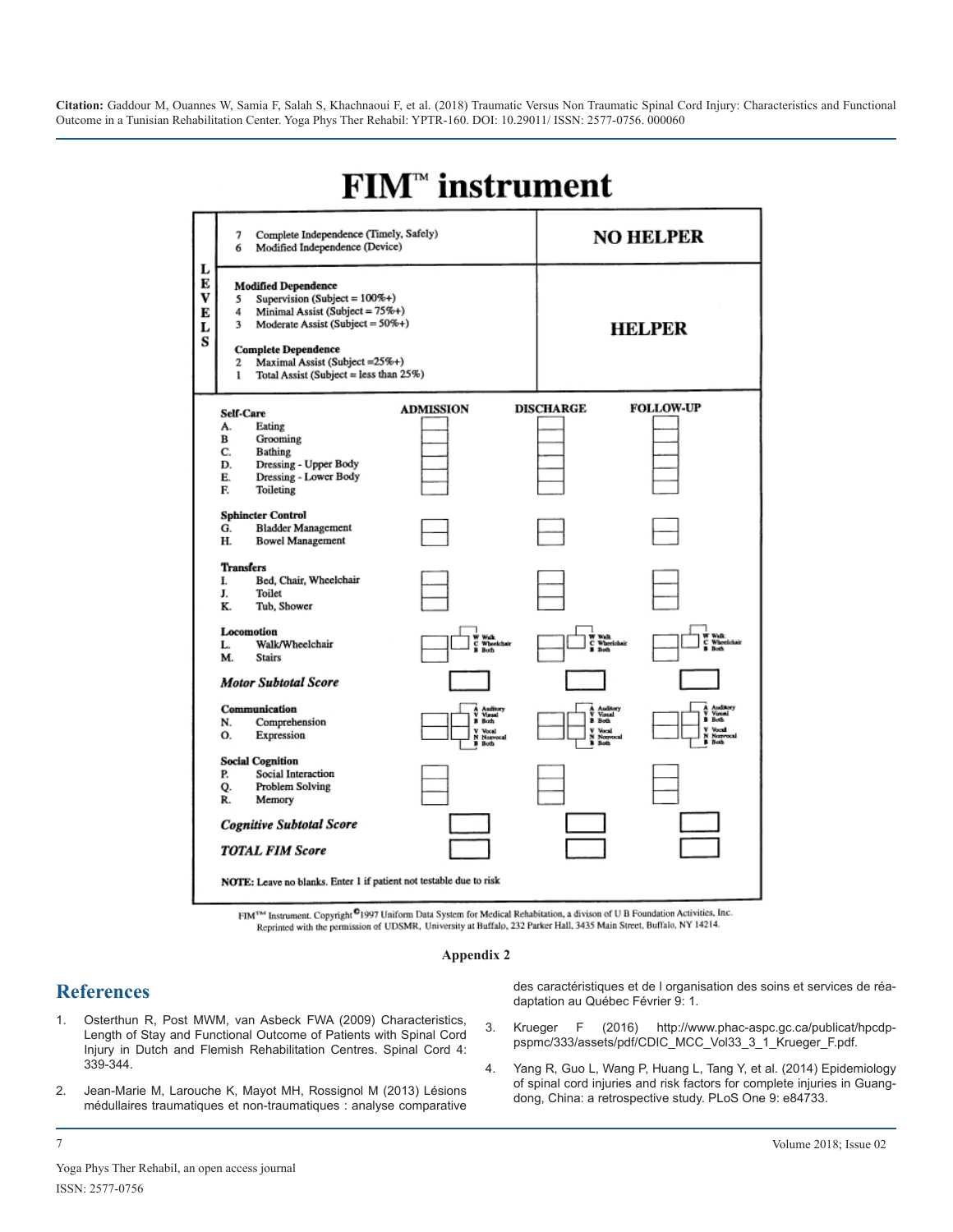# FIM™ instrument

| LEVELS | | |
|---|---|---|
| | 7 Complete Independence (Timely, Safely)<br>6 Modified Independence (Device) | NO HELPER |
| | **Modified Dependence**<br>5 Supervision (Subject = 100%+)<br>4 Minimal Assist (Subject = 75%+)<br>3 Moderate Assist (Subject = 50%+)<br>**Complete Dependence**<br>2 Maximal Assist (Subject =25%+)<br>1 Total Assist (Subject = less than 25%) | HELPER |

| | ADMISSION | DISCHARGE | FOLLOW-UP |
|---|---|---|---|
| **Self-Care** | | | |
| A. Eating | | | |
| B Grooming | | | |
| C. Bathing | | | |
| D. Dressing - Upper Body | | | |
| E. Dressing - Lower Body | | | |
| F. Toileting | | | |
| **Sphincter Control** | | | |
| G. Bladder Management | | | |
| H. Bowel Management | | | |
| **Transfers** | | | |
| I. Bed, Chair, Wheelchair | | | |
| J. Toilet | | | |
| K. Tub, Shower | | | |
| **Locomotion** | | | |
| L. Walk/Wheelchair | W Walk / C Wheelchair / B Both | W Walk / C Wheelchair / B Both | W Walk / C Wheelchair / B Both |
| M. Stairs | | | |
| ***Motor Subtotal Score*** | | | |
| **Communication** | | | |
| N. Comprehension | A Auditory / V Visual / B Both | A Auditory / V Visual / B Both | A Auditory / V Visual / B Both |
| O. Expression | V Vocal / N Nonvocal / B Both | V Vocal / N Nonvocal / B Both | V Vocal / N Nonvocal / B Both |
| **Social Cognition** | | | |
| P. Social Interaction | | | |
| Q. Problem Solving | | | |
| R. Memory | | | |
| ***Cognitive Subtotal Score*** | | | |
| ***TOTAL FIM Score*** | | | |

**NOTE:** Leave no blanks. Enter 1 if patient not testable due to risk

FIM™ Instrument. Copyright ©1997 Uniform Data System for Medical Rehabilitation, a divison of U B Foundation Activities, Inc. Reprinted with the permission of UDSMR, University at Buffalo, 232 Parker Hall, 3435 Main Street, Buffalo, NY 14214.

**Appendix 2**

## References

1. Osterthun R, Post MWM, van Asbeck FWA (2009) Characteristics, Length of Stay and Functional Outcome of Patients with Spinal Cord Injury in Dutch and Flemish Rehabilitation Centres. Spinal Cord 4: 339-344.
2. Jean-Marie M, Larouche K, Mayot MH, Rossignol M (2013) Lésions médullaires traumatiques et non-traumatiques : analyse comparative des caractéristiques et de l organisation des soins et services de réadaptation au Québec Février 9: 1.
3. Krueger F (2016) http://www.phac-aspc.gc.ca/publicat/hpcdp-pspmc/333/assets/pdf/CDIC_MCC_Vol33_3_1_Krueger_F.pdf.
4. Yang R, Guo L, Wang P, Huang L, Tang Y, et al. (2014) Epidemiology of spinal cord injuries and risk factors for complete injuries in Guangdong, China: a retrospective study. PLoS One 9: e84733.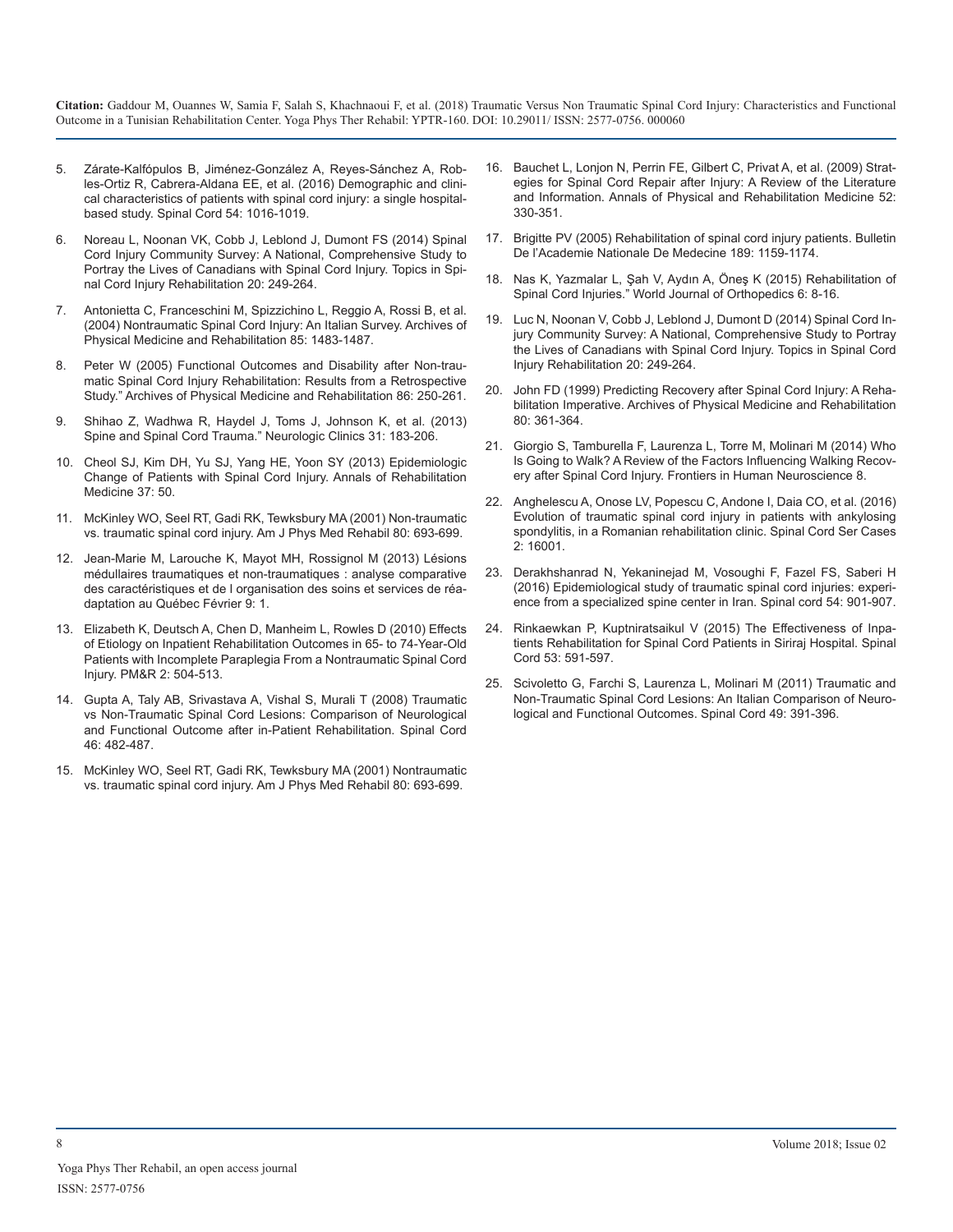5. Zárate-Kalfópulos B, Jiménez-González A, Reyes-Sánchez A, Robles-Ortiz R, Cabrera-Aldana EE, et al. (2016) Demographic and clinical characteristics of patients with spinal cord injury: a single hospital-based study. Spinal Cord 54: 1016-1019.

6. Noreau L, Noonan VK, Cobb J, Leblond J, Dumont FS (2014) Spinal Cord Injury Community Survey: A National, Comprehensive Study to Portray the Lives of Canadians with Spinal Cord Injury. Topics in Spinal Cord Injury Rehabilitation 20: 249-264.

7. Antonietta C, Franceschini M, Spizzichino L, Reggio A, Rossi B, et al. (2004) Nontraumatic Spinal Cord Injury: An Italian Survey. Archives of Physical Medicine and Rehabilitation 85: 1483-1487.

8. Peter W (2005) Functional Outcomes and Disability after Non-traumatic Spinal Cord Injury Rehabilitation: Results from a Retrospective Study." Archives of Physical Medicine and Rehabilitation 86: 250-261.

9. Shihao Z, Wadhwa R, Haydel J, Toms J, Johnson K, et al. (2013) Spine and Spinal Cord Trauma." Neurologic Clinics 31: 183-206.

10. Cheol SJ, Kim DH, Yu SJ, Yang HE, Yoon SY (2013) Epidemiologic Change of Patients with Spinal Cord Injury. Annals of Rehabilitation Medicine 37: 50.

11. McKinley WO, Seel RT, Gadi RK, Tewksbury MA (2001) Non-traumatic vs. traumatic spinal cord injury. Am J Phys Med Rehabil 80: 693-699.

12. Jean-Marie M, Larouche K, Mayot MH, Rossignol M (2013) Lésions médullaires traumatiques et non-traumatiques : analyse comparative des caractéristiques et de l organisation des soins et services de réadaptation au Québec Février 9: 1.

13. Elizabeth K, Deutsch A, Chen D, Manheim L, Rowles D (2010) Effects of Etiology on Inpatient Rehabilitation Outcomes in 65- to 74-Year-Old Patients with Incomplete Paraplegia From a Nontraumatic Spinal Cord Injury. PM&R 2: 504-513.

14. Gupta A, Taly AB, Srivastava A, Vishal S, Murali T (2008) Traumatic vs Non-Traumatic Spinal Cord Lesions: Comparison of Neurological and Functional Outcome after in-Patient Rehabilitation. Spinal Cord 46: 482-487.

15. McKinley WO, Seel RT, Gadi RK, Tewksbury MA (2001) Nontraumatic vs. traumatic spinal cord injury. Am J Phys Med Rehabil 80: 693-699.

16. Bauchet L, Lonjon N, Perrin FE, Gilbert C, Privat A, et al. (2009) Strategies for Spinal Cord Repair after Injury: A Review of the Literature and Information. Annals of Physical and Rehabilitation Medicine 52: 330-351.

17. Brigitte PV (2005) Rehabilitation of spinal cord injury patients. Bulletin De l'Academie Nationale De Medecine 189: 1159-1174.

18. Nas K, Yazmalar L, Şah V, Aydın A, Öneş K (2015) Rehabilitation of Spinal Cord Injuries." World Journal of Orthopedics 6: 8-16.

19. Luc N, Noonan V, Cobb J, Leblond J, Dumont D (2014) Spinal Cord Injury Community Survey: A National, Comprehensive Study to Portray the Lives of Canadians with Spinal Cord Injury. Topics in Spinal Cord Injury Rehabilitation 20: 249-264.

20. John FD (1999) Predicting Recovery after Spinal Cord Injury: A Rehabilitation Imperative. Archives of Physical Medicine and Rehabilitation 80: 361-364.

21. Giorgio S, Tamburella F, Laurenza L, Torre M, Molinari M (2014) Who Is Going to Walk? A Review of the Factors Influencing Walking Recovery after Spinal Cord Injury. Frontiers in Human Neuroscience 8.

22. Anghelescu A, Onose LV, Popescu C, Andone I, Daia CO, et al. (2016) Evolution of traumatic spinal cord injury in patients with ankylosing spondylitis, in a Romanian rehabilitation clinic. Spinal Cord Ser Cases 2: 16001.

23. Derakhshanrad N, Yekaninejad M, Vosoughi F, Fazel FS, Saberi H (2016) Epidemiological study of traumatic spinal cord injuries: experience from a specialized spine center in Iran. Spinal cord 54: 901-907.

24. Rinkaewkan P, Kuptniratsaikul V (2015) The Effectiveness of Inpatients Rehabilitation for Spinal Cord Patients in Siriraj Hospital. Spinal Cord 53: 591-597.

25. Scivoletto G, Farchi S, Laurenza L, Molinari M (2011) Traumatic and Non-Traumatic Spinal Cord Lesions: An Italian Comparison of Neurological and Functional Outcomes. Spinal Cord 49: 391-396.